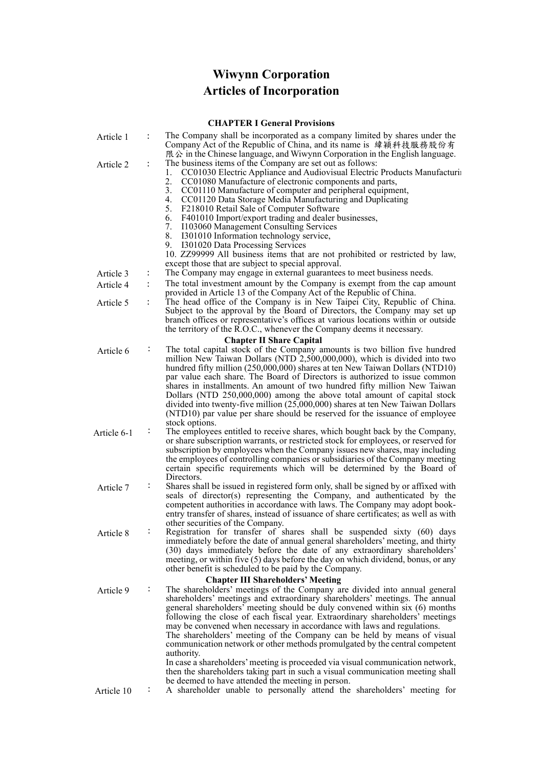# Wiwynn Corporation
# Articles of Incorporation

## CHAPTER I General Provisions

**Article 1** : The Company shall be incorporated as a company limited by shares under the Company Act of the Republic of China, and its name is 緯穎科技服務股份有限公 in the Chinese language, and Wiwynn Corporation in the English language.

**Article 2** : The business items of the Company are set out as follows:

1. CC01030 Electric Appliance and Audiovisual Electric Products Manufacturi
2. CC01080 Manufacture of electronic components and parts,
3. CC01110 Manufacture of computer and peripheral equipment,
4. CC01120 Data Storage Media Manufacturing and Duplicating
5. F218010 Retail Sale of Computer Software
6. F401010 Import/export trading and dealer businesses,
7. I103060 Management Consulting Services
8. I301010 Information technology service,
9. I301020 Data Processing Services
10. ZZ99999 All business items that are not prohibited or restricted by law, except those that are subject to special approval.

**Article 3** : The Company may engage in external guarantees to meet business needs.

**Article 4** : The total investment amount by the Company is exempt from the cap amount provided in Article 13 of the Company Act of the Republic of China.

**Article 5** : The head office of the Company is in New Taipei City, Republic of China. Subject to the approval by the Board of Directors, the Company may set up branch offices or representative's offices at various locations within or outside the territory of the R.O.C., whenever the Company deems it necessary.

## Chapter II Share Capital

**Article 6** : The total capital stock of the Company amounts is two billion five hundred million New Taiwan Dollars (NTD 2,500,000,000), which is divided into two hundred fifty million (250,000,000) shares at ten New Taiwan Dollars (NTD10) par value each share. The Board of Directors is authorized to issue common shares in installments. An amount of two hundred fifty million New Taiwan Dollars (NTD 250,000,000) among the above total amount of capital stock divided into twenty-five million (25,000,000) shares at ten New Taiwan Dollars (NTD10) par value per share should be reserved for the issuance of employee stock options.

**Article 6-1** : The employees entitled to receive shares, which bought back by the Company, or share subscription warrants, or restricted stock for employees, or reserved for subscription by employees when the Company issues new shares, may including the employees of controlling companies or subsidiaries of the Company meeting certain specific requirements which will be determined by the Board of Directors.

**Article 7** : Shares shall be issued in registered form only, shall be signed by or affixed with seals of director(s) representing the Company, and authenticated by the competent authorities in accordance with laws. The Company may adopt book-entry transfer of shares, instead of issuance of share certificates; as well as with other securities of the Company.

**Article 8** : Registration for transfer of shares shall be suspended sixty (60) days immediately before the date of annual general shareholders' meeting, and thirty (30) days immediately before the date of any extraordinary shareholders' meeting, or within five (5) days before the day on which dividend, bonus, or any other benefit is scheduled to be paid by the Company.

## Chapter III Shareholders' Meeting

**Article 9** : The shareholders' meetings of the Company are divided into annual general shareholders' meetings and extraordinary shareholders' meetings. The annual general shareholders' meeting should be duly convened within six (6) months following the close of each fiscal year. Extraordinary shareholders' meetings may be convened when necessary in accordance with laws and regulations.

The shareholders' meeting of the Company can be held by means of visual communication network or other methods promulgated by the central competent authority.

In case a shareholders' meeting is proceeded via visual communication network, then the shareholders taking part in such a visual communication meeting shall be deemed to have attended the meeting in person.

**Article 10** : A shareholder unable to personally attend the shareholders' meeting for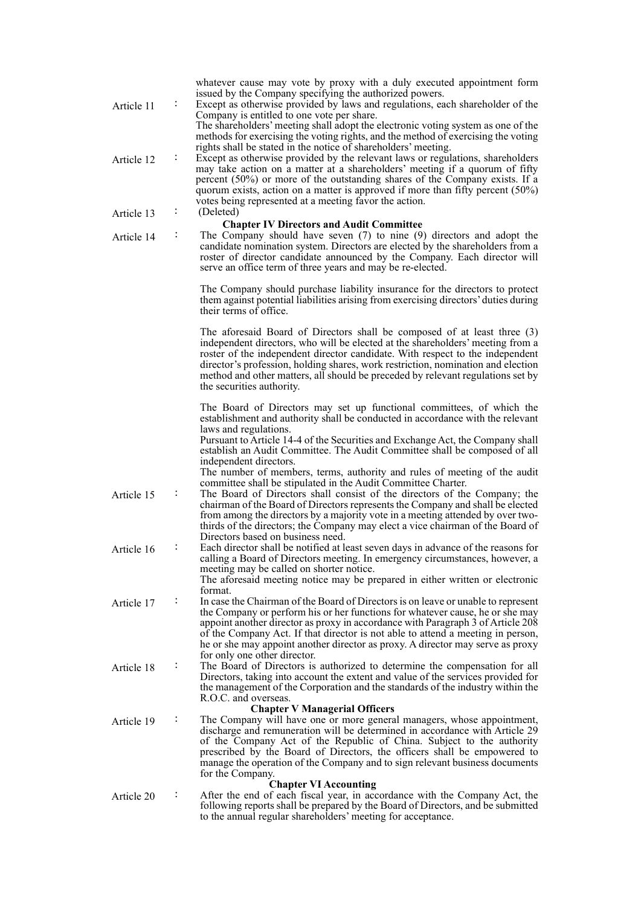whatever cause may vote by proxy with a duly executed appointment form issued by the Company specifying the authorized powers.

Article 11 : Except as otherwise provided by laws and regulations, each shareholder of the Company is entitled to one vote per share.
The shareholders' meeting shall adopt the electronic voting system as one of the methods for exercising the voting rights, and the method of exercising the voting rights shall be stated in the notice of shareholders' meeting.

Article 12 : Except as otherwise provided by the relevant laws or regulations, shareholders may take action on a matter at a shareholders' meeting if a quorum of fifty percent (50%) or more of the outstanding shares of the Company exists. If a quorum exists, action on a matter is approved if more than fifty percent (50%) votes being represented at a meeting favor the action.

Article 13 : (Deleted)

## Chapter IV Directors and Audit Committee

Article 14 : The Company should have seven (7) to nine (9) directors and adopt the candidate nomination system. Directors are elected by the shareholders from a roster of director candidate announced by the Company. Each director will serve an office term of three years and may be re-elected.

The Company should purchase liability insurance for the directors to protect them against potential liabilities arising from exercising directors' duties during their terms of office.

The aforesaid Board of Directors shall be composed of at least three (3) independent directors, who will be elected at the shareholders' meeting from a roster of the independent director candidate. With respect to the independent director's profession, holding shares, work restriction, nomination and election method and other matters, all should be preceded by relevant regulations set by the securities authority.

The Board of Directors may set up functional committees, of which the establishment and authority shall be conducted in accordance with the relevant laws and regulations.
Pursuant to Article 14-4 of the Securities and Exchange Act, the Company shall establish an Audit Committee. The Audit Committee shall be composed of all independent directors.
The number of members, terms, authority and rules of meeting of the audit committee shall be stipulated in the Audit Committee Charter.

Article 15 : The Board of Directors shall consist of the directors of the Company; the chairman of the Board of Directors represents the Company and shall be elected from among the directors by a majority vote in a meeting attended by over two-thirds of the directors; the Company may elect a vice chairman of the Board of Directors based on business need.

Article 16 : Each director shall be notified at least seven days in advance of the reasons for calling a Board of Directors meeting. In emergency circumstances, however, a meeting may be called on shorter notice.
The aforesaid meeting notice may be prepared in either written or electronic format.

Article 17 : In case the Chairman of the Board of Directors is on leave or unable to represent the Company or perform his or her functions for whatever cause, he or she may appoint another director as proxy in accordance with Paragraph 3 of Article 208 of the Company Act. If that director is not able to attend a meeting in person, he or she may appoint another director as proxy. A director may serve as proxy for only one other director.

Article 18 : The Board of Directors is authorized to determine the compensation for all Directors, taking into account the extent and value of the services provided for the management of the Corporation and the standards of the industry within the R.O.C. and overseas.

## Chapter V Managerial Officers

Article 19 : The Company will have one or more general managers, whose appointment, discharge and remuneration will be determined in accordance with Article 29 of the Company Act of the Republic of China. Subject to the authority prescribed by the Board of Directors, the officers shall be empowered to manage the operation of the Company and to sign relevant business documents for the Company.

## Chapter VI Accounting

Article 20 : After the end of each fiscal year, in accordance with the Company Act, the following reports shall be prepared by the Board of Directors, and be submitted to the annual regular shareholders' meeting for acceptance.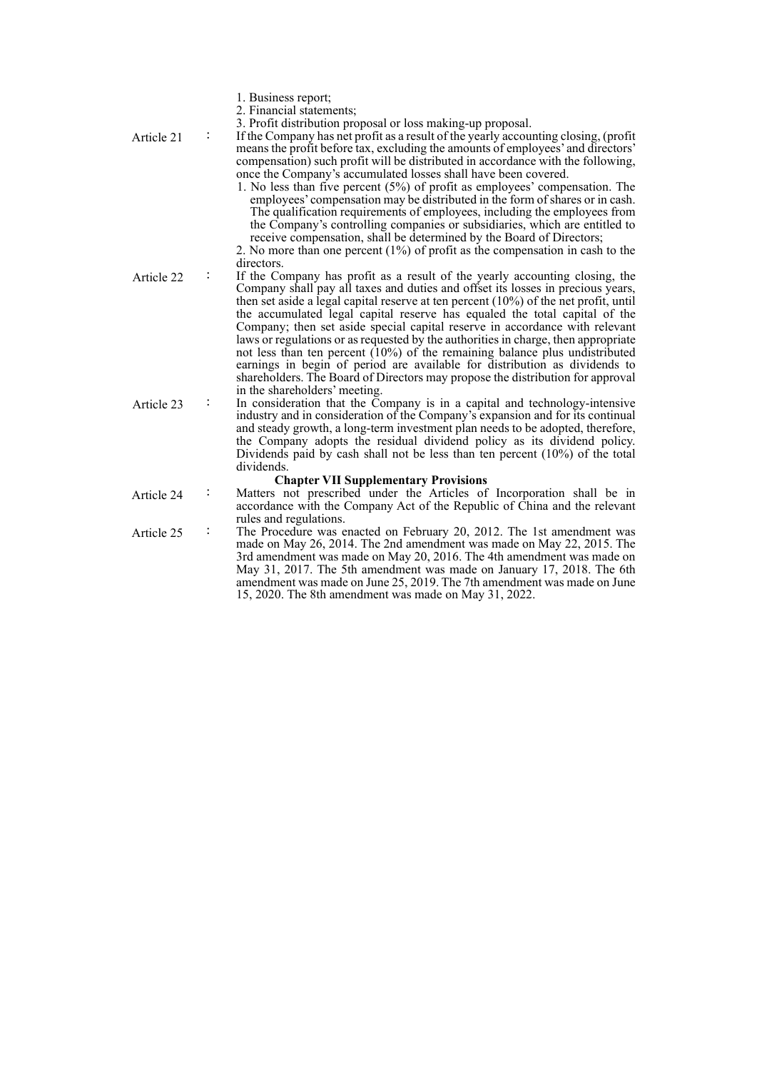1. Business report;
2. Financial statements;
3. Profit distribution proposal or loss making-up proposal.

Article 21 : If the Company has net profit as a result of the yearly accounting closing, (profit means the profit before tax, excluding the amounts of employees' and directors' compensation) such profit will be distributed in accordance with the following, once the Company's accumulated losses shall have been covered.

1. No less than five percent (5%) of profit as employees' compensation. The employees' compensation may be distributed in the form of shares or in cash. The qualification requirements of employees, including the employees from the Company's controlling companies or subsidiaries, which are entitled to receive compensation, shall be determined by the Board of Directors;
2. No more than one percent (1%) of profit as the compensation in cash to the directors.

Article 22 : If the Company has profit as a result of the yearly accounting closing, the Company shall pay all taxes and duties and offset its losses in precious years, then set aside a legal capital reserve at ten percent (10%) of the net profit, until the accumulated legal capital reserve has equaled the total capital of the Company; then set aside special capital reserve in accordance with relevant laws or regulations or as requested by the authorities in charge, then appropriate not less than ten percent (10%) of the remaining balance plus undistributed earnings in begin of period are available for distribution as dividends to shareholders. The Board of Directors may propose the distribution for approval in the shareholders' meeting.

Article 23 : In consideration that the Company is in a capital and technology-intensive industry and in consideration of the Company's expansion and for its continual and steady growth, a long-term investment plan needs to be adopted, therefore, the Company adopts the residual dividend policy as its dividend policy. Dividends paid by cash shall not be less than ten percent (10%) of the total dividends.

## Chapter VII Supplementary Provisions

Article 24 : Matters not prescribed under the Articles of Incorporation shall be in accordance with the Company Act of the Republic of China and the relevant rules and regulations.

Article 25 : The Procedure was enacted on February 20, 2012. The 1st amendment was made on May 26, 2014. The 2nd amendment was made on May 22, 2015. The 3rd amendment was made on May 20, 2016. The 4th amendment was made on May 31, 2017. The 5th amendment was made on January 17, 2018. The 6th amendment was made on June 25, 2019. The 7th amendment was made on June 15, 2020. The 8th amendment was made on May 31, 2022.